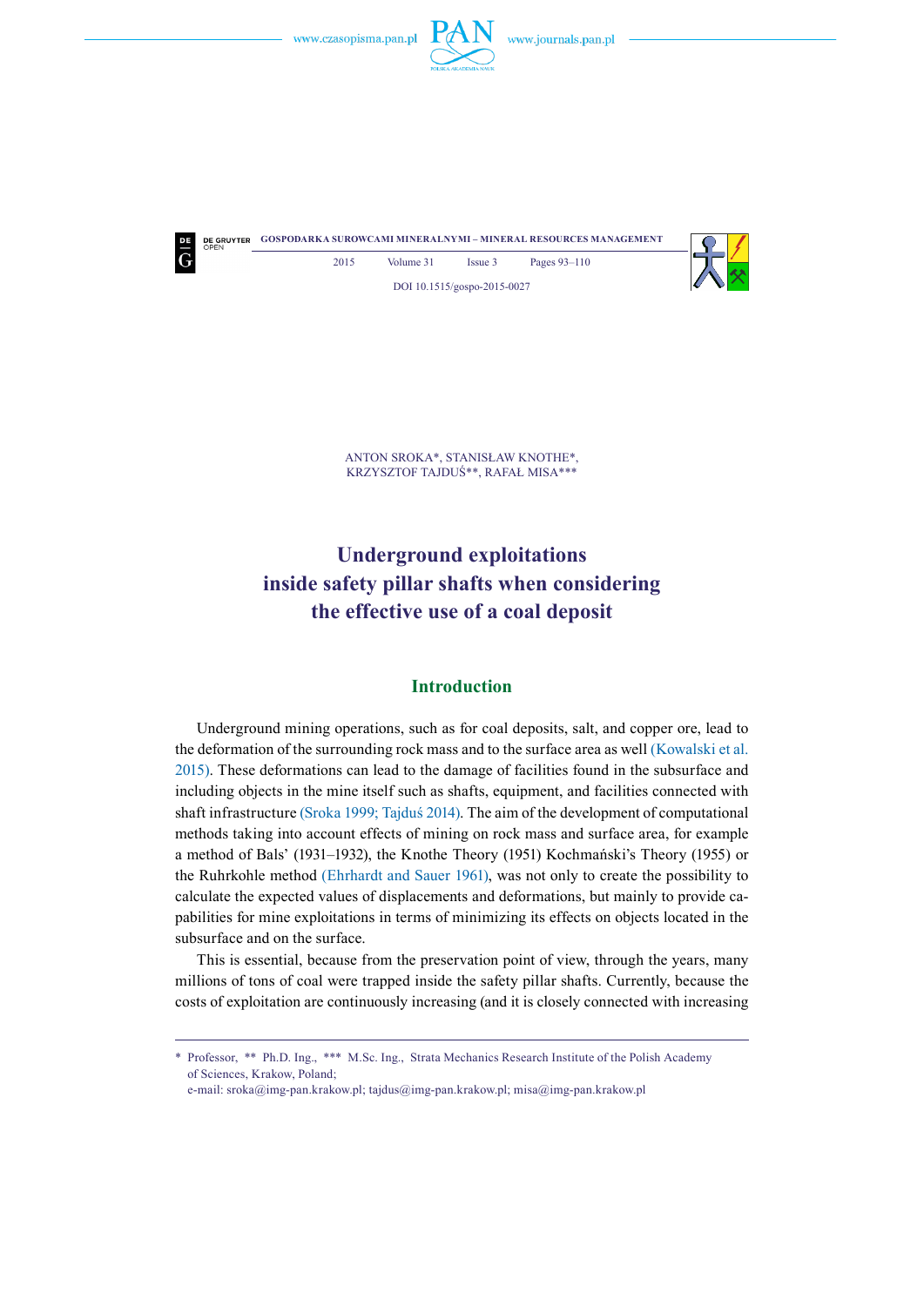ANTON SROKA*, STANISŁAW KNOTHE*,
KRZYSZTOF TAJDUŚ**, RAFAŁ MISA***

# Underground exploitations inside safety pillar shafts when considering the effective use of a coal deposit

## Introduction

Underground mining operations, such as for coal deposits, salt, and copper ore, lead to the deformation of the surrounding rock mass and to the surface area as well (Kowalski et al. 2015). These deformations can lead to the damage of facilities found in the subsurface and including objects in the mine itself such as shafts, equipment, and facilities connected with shaft infrastructure (Sroka 1999; Tajduś 2014). The aim of the development of computational methods taking into account effects of mining on rock mass and surface area, for example a method of Bals' (1931–1932), the Knothe Theory (1951) Kochmański's Theory (1955) or the Ruhrkohle method (Ehrhardt and Sauer 1961), was not only to create the possibility to calculate the expected values of displacements and deformations, but mainly to provide capabilities for mine exploitations in terms of minimizing its effects on objects located in the subsurface and on the surface.

This is essential, because from the preservation point of view, through the years, many millions of tons of coal were trapped inside the safety pillar shafts. Currently, because the costs of exploitation are continuously increasing (and it is closely connected with increasing

---

\* Professor, ** Ph.D. Ing., *** M.Sc. Ing., Strata Mechanics Research Institute of the Polish Academy of Sciences, Krakow, Poland;
e-mail: sroka@img-pan.krakow.pl; tajdus@img-pan.krakow.pl; misa@img-pan.krakow.pl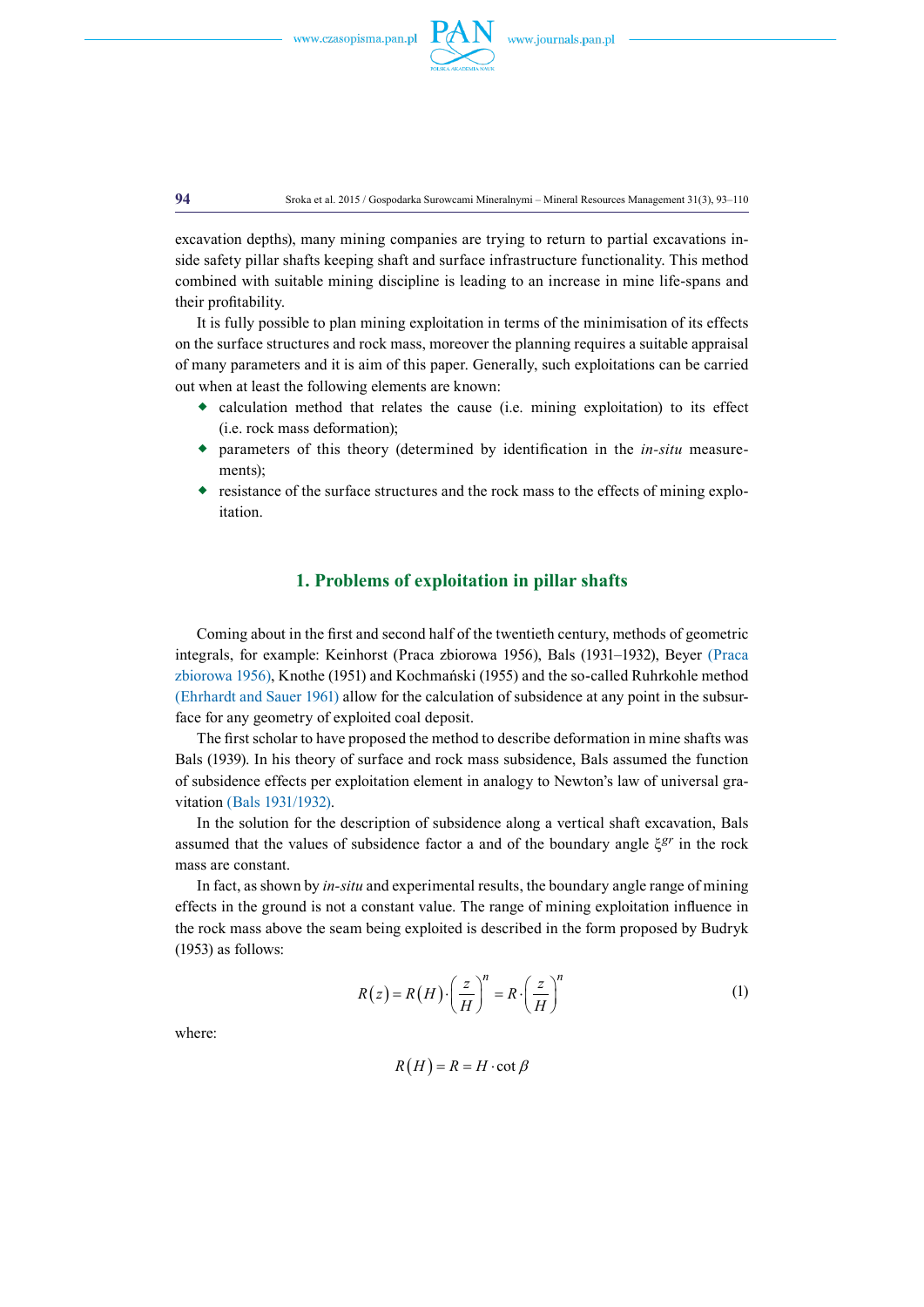excavation depths), many mining companies are trying to return to partial excavations inside safety pillar shafts keeping shaft and surface infrastructure functionality. This method combined with suitable mining discipline is leading to an increase in mine life-spans and their profitability.

It is fully possible to plan mining exploitation in terms of the minimisation of its effects on the surface structures and rock mass, moreover the planning requires a suitable appraisal of many parameters and it is aim of this paper. Generally, such exploitations can be carried out when at least the following elements are known:

- calculation method that relates the cause (i.e. mining exploitation) to its effect (i.e. rock mass deformation);
- parameters of this theory (determined by identification in the *in-situ* measurements);
- resistance of the surface structures and the rock mass to the effects of mining exploitation.

## 1. Problems of exploitation in pillar shafts

Coming about in the first and second half of the twentieth century, methods of geometric integrals, for example: Keinhorst (Praca zbiorowa 1956), Bals (1931–1932), Beyer (Praca zbiorowa 1956), Knothe (1951) and Kochmański (1955) and the so-called Ruhrkohle method (Ehrhardt and Sauer 1961) allow for the calculation of subsidence at any point in the subsurface for any geometry of exploited coal deposit.

The first scholar to have proposed the method to describe deformation in mine shafts was Bals (1939). In his theory of surface and rock mass subsidence, Bals assumed the function of subsidence effects per exploitation element in analogy to Newton's law of universal gravitation (Bals 1931/1932).

In the solution for the description of subsidence along a vertical shaft excavation, Bals assumed that the values of subsidence factor a and of the boundary angle $\xi^{gr}$ in the rock mass are constant.

In fact, as shown by *in-situ* and experimental results, the boundary angle range of mining effects in the ground is not a constant value. The range of mining exploitation influence in the rock mass above the seam being exploited is described in the form proposed by Budryk (1953) as follows:

$$R(z) = R(H) \cdot \left(\frac{z}{H}\right)^n = R \cdot \left(\frac{z}{H}\right)^n \tag{1}$$

where:

$$R(H) = R = H \cdot \cot \beta$$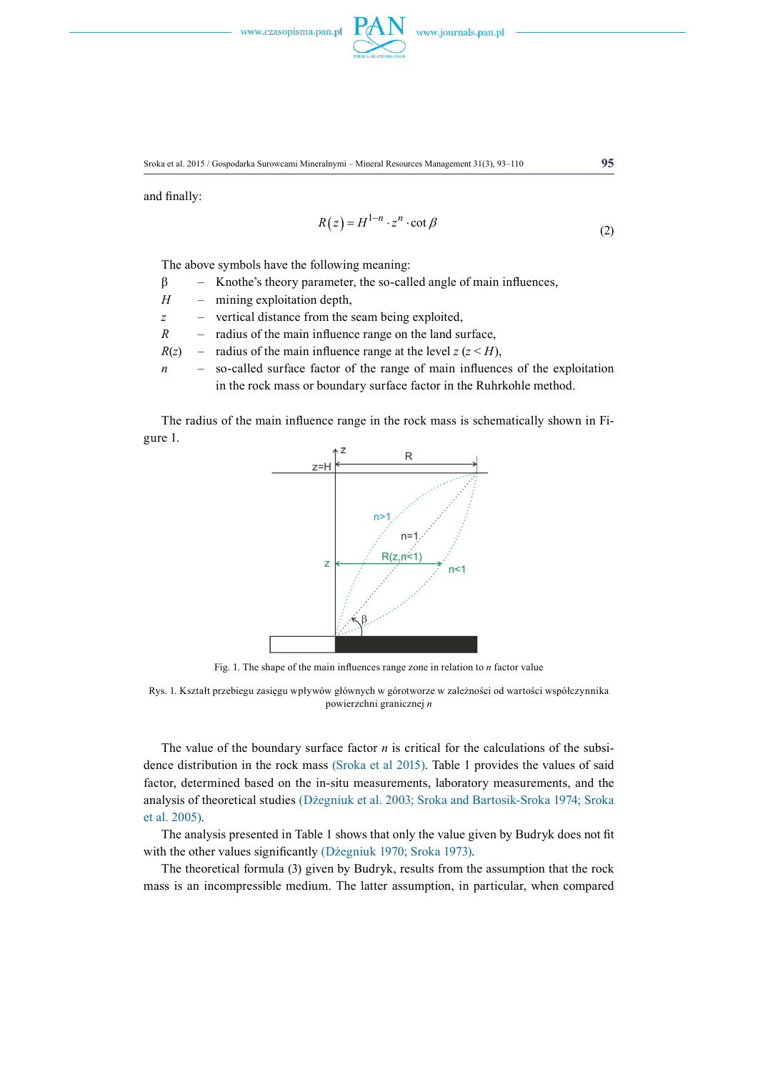and finally:

$$R(z) = H^{1-n} \cdot z^{n} \cdot \cot\beta \tag{2}$$

The above symbols have the following meaning:

- $\beta$ – Knothe's theory parameter, the so-called angle of main influences,
- $H$ – mining exploitation depth,
- $z$ – vertical distance from the seam being exploited,
- $R$ – radius of the main influence range on the land surface,
- $R(z)$ – radius of the main influence range at the level $z$ ($z < H$),
- $n$ – so-called surface factor of the range of main influences of the exploitation in the rock mass or boundary surface factor in the Ruhrkohle method.

The radius of the main influence range in the rock mass is schematically shown in Figure 1.

Fig. 1. The shape of the main influences range zone in relation to $n$ factor value

Rys. 1. Kształt przebiegu zasięgu wpływów głównych w górotworze w zależności od wartości współczynnika powierzchni granicznej $n$

The value of the boundary surface factor $n$ is critical for the calculations of the subsidence distribution in the rock mass (Sroka et al 2015). Table 1 provides the values of said factor, determined based on the in-situ measurements, laboratory measurements, and the analysis of theoretical studies (Dżegniuk et al. 2003; Sroka and Bartosik-Sroka 1974; Sroka et al. 2005).

The analysis presented in Table 1 shows that only the value given by Budryk does not fit with the other values significantly (Dżegniuk 1970; Sroka 1973).

The theoretical formula (3) given by Budryk, results from the assumption that the rock mass is an incompressible medium. The latter assumption, in particular, when compared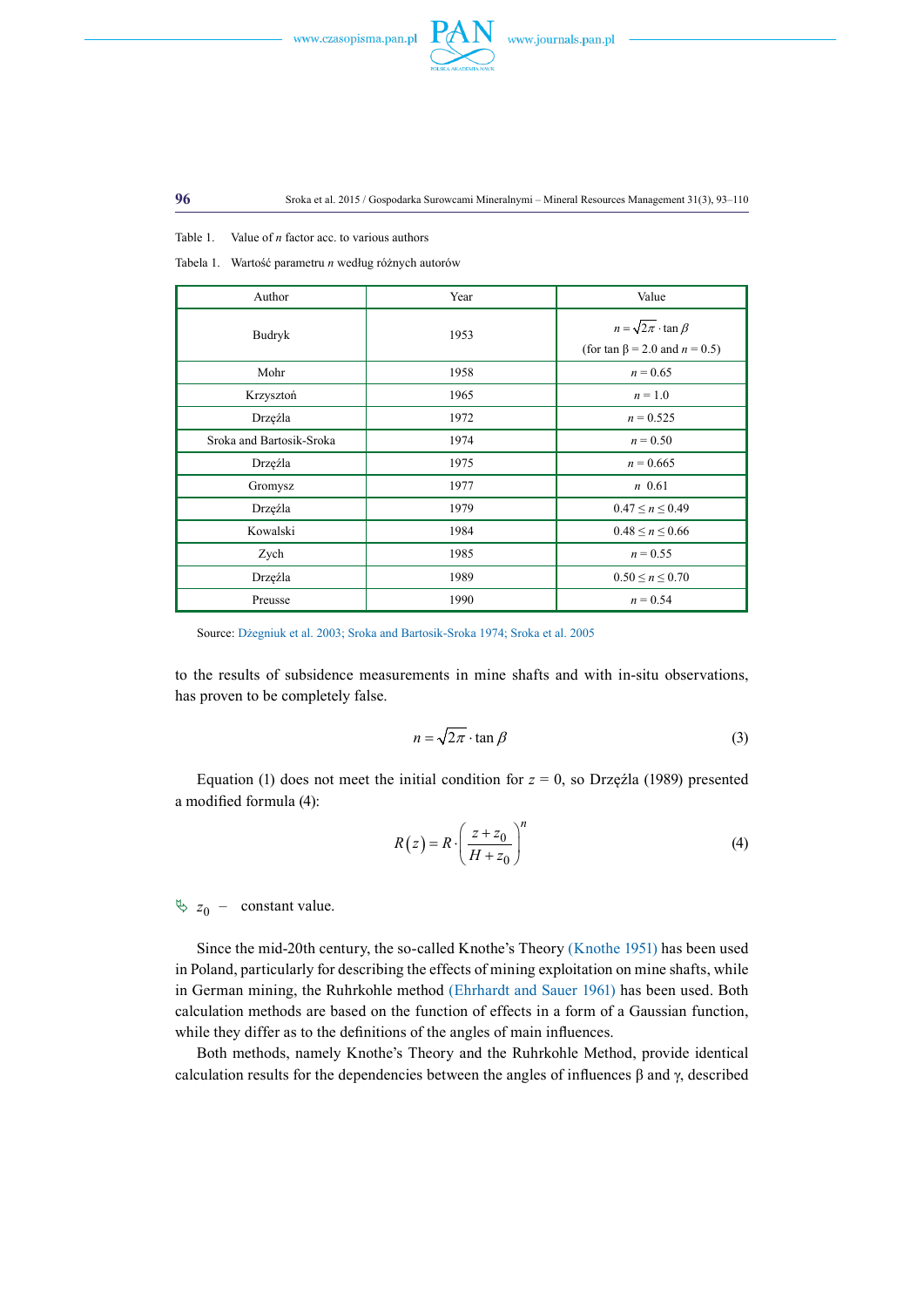Table 1. Value of $n$ factor acc. to various authors

Tabela 1. Wartość parametru $n$ według różnych autorów

| Author | Year | Value |
|---|---|---|
| Budryk | 1953 | $n = \sqrt{2\pi} \cdot \tan\beta$ (for tan β = 2.0 and $n = 0.5$) |
| Mohr | 1958 | $n = 0.65$ |
| Krzysztoń | 1965 | $n = 1.0$ |
| Drzęźla | 1972 | $n = 0.525$ |
| Sroka and Bartosik-Sroka | 1974 | $n = 0.50$ |
| Drzęźla | 1975 | $n = 0.665$ |
| Gromysz | 1977 | $n$ 0.61 |
| Drzęźla | 1979 | $0.47 \leq n \leq 0.49$ |
| Kowalski | 1984 | $0.48 \leq n \leq 0.66$ |
| Zych | 1985 | $n = 0.55$ |
| Drzęźla | 1989 | $0.50 \leq n \leq 0.70$ |
| Preusse | 1990 | $n = 0.54$ |

Source: Dżegniuk et al. 2003; Sroka and Bartosik-Sroka 1974; Sroka et al. 2005

to the results of subsidence measurements in mine shafts and with in-situ observations, has proven to be completely false.

$$n = \sqrt{2\pi} \cdot \tan\beta \tag{3}$$

Equation (1) does not meet the initial condition for $z = 0$, so Drzęźla (1989) presented a modified formula (4):

$$R(z) = R \cdot \left(\frac{z + z_0}{H + z_0}\right)^n \tag{4}$$

$z_0$ – constant value.

Since the mid-20th century, the so-called Knothe's Theory (Knothe 1951) has been used in Poland, particularly for describing the effects of mining exploitation on mine shafts, while in German mining, the Ruhrkohle method (Ehrhardt and Sauer 1961) has been used. Both calculation methods are based on the function of effects in a form of a Gaussian function, while they differ as to the definitions of the angles of main influences.

Both methods, namely Knothe's Theory and the Ruhrkohle Method, provide identical calculation results for the dependencies between the angles of influences β and γ, described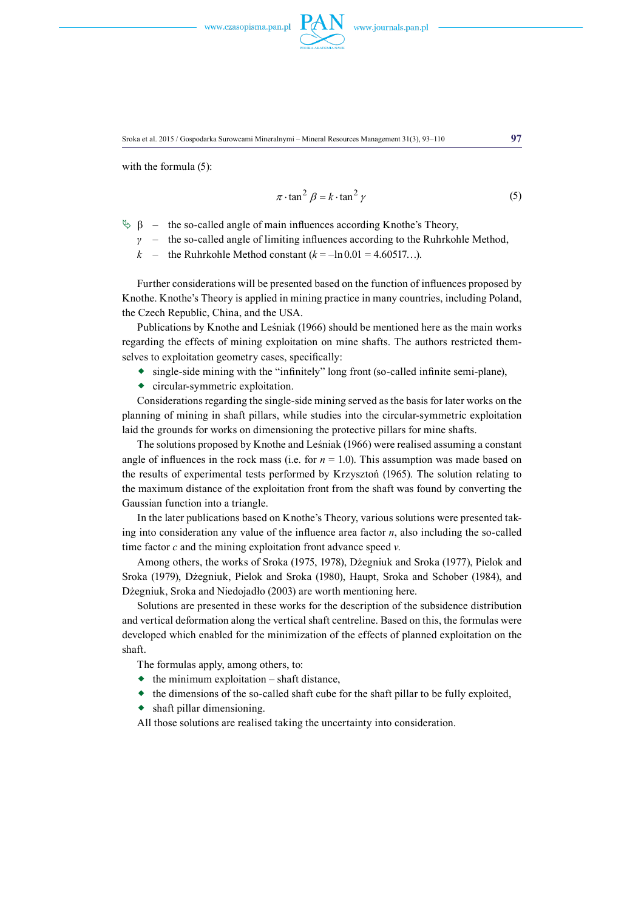with the formula (5):

$$\pi \cdot \tan^2 \beta = k \cdot \tan^2 \gamma \tag{5}$$

- $\beta$ – the so-called angle of main influences according Knothe's Theory,
- $\gamma$ – the so-called angle of limiting influences according to the Ruhrkohle Method,
- $k$ – the Ruhrkohle Method constant ($k = -\ln 0.01 = 4.60517\ldots$).

Further considerations will be presented based on the function of influences proposed by Knothe. Knothe's Theory is applied in mining practice in many countries, including Poland, the Czech Republic, China, and the USA.

Publications by Knothe and Leśniak (1966) should be mentioned here as the main works regarding the effects of mining exploitation on mine shafts. The authors restricted themselves to exploitation geometry cases, specifically:

- single-side mining with the "infinitely" long front (so-called infinite semi-plane),
- circular-symmetric exploitation.

Considerations regarding the single-side mining served as the basis for later works on the planning of mining in shaft pillars, while studies into the circular-symmetric exploitation laid the grounds for works on dimensioning the protective pillars for mine shafts.

The solutions proposed by Knothe and Leśniak (1966) were realised assuming a constant angle of influences in the rock mass (i.e. for $n = 1.0$). This assumption was made based on the results of experimental tests performed by Krzysztoń (1965). The solution relating to the maximum distance of the exploitation front from the shaft was found by converting the Gaussian function into a triangle.

In the later publications based on Knothe's Theory, various solutions were presented taking into consideration any value of the influence area factor $n$, also including the so-called time factor $c$ and the mining exploitation front advance speed $v$.

Among others, the works of Sroka (1975, 1978), Dżegniuk and Sroka (1977), Pielok and Sroka (1979), Dżegniuk, Pielok and Sroka (1980), Haupt, Sroka and Schober (1984), and Dżegniuk, Sroka and Niedojadło (2003) are worth mentioning here.

Solutions are presented in these works for the description of the subsidence distribution and vertical deformation along the vertical shaft centreline. Based on this, the formulas were developed which enabled for the minimization of the effects of planned exploitation on the shaft.

The formulas apply, among others, to:

- the minimum exploitation – shaft distance,
- the dimensions of the so-called shaft cube for the shaft pillar to be fully exploited,
- shaft pillar dimensioning.

All those solutions are realised taking the uncertainty into consideration.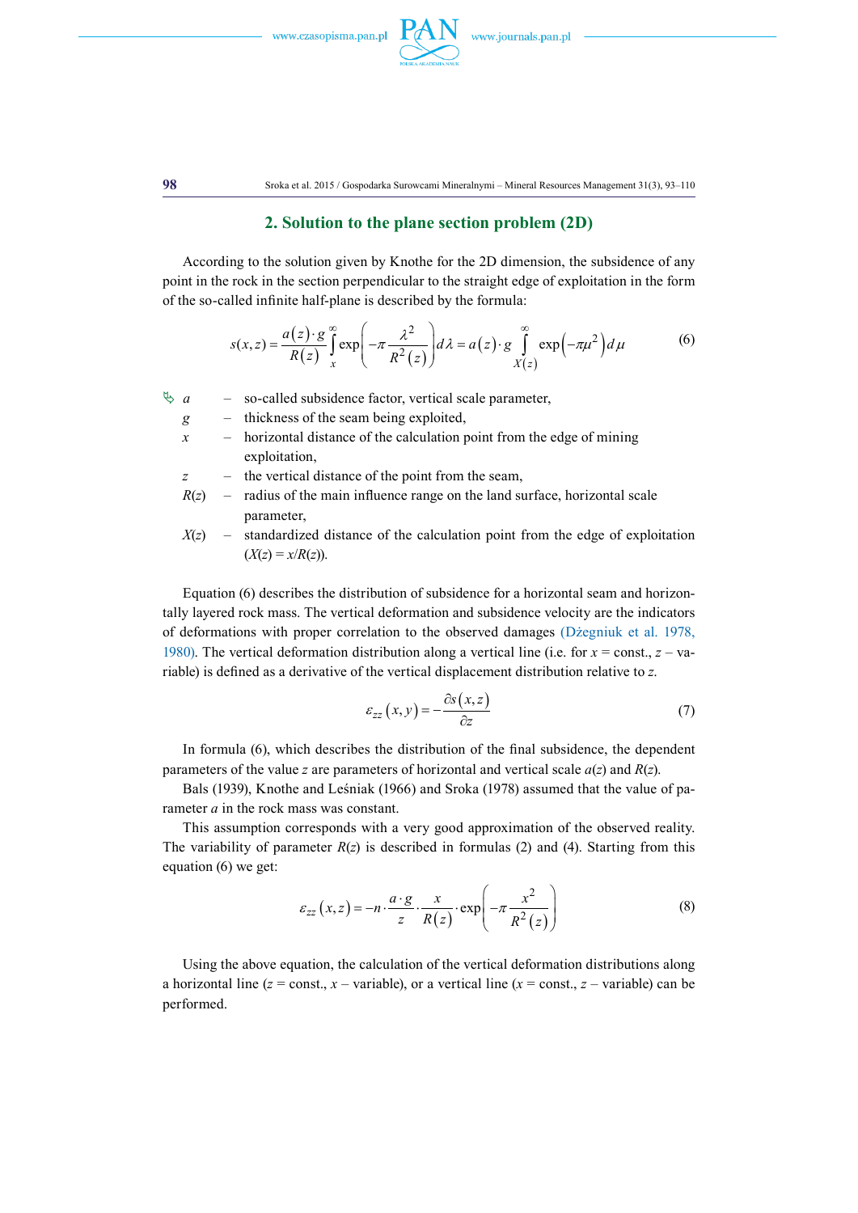## 2. Solution to the plane section problem (2D)

According to the solution given by Knothe for the 2D dimension, the subsidence of any point in the rock in the section perpendicular to the straight edge of exploitation in the form of the so-called infinite half-plane is described by the formula:

$$s(x,z) = \frac{a(z)\cdot g}{R(z)} \int_{x}^{\infty} \exp\left(-\pi \frac{\lambda^2}{R^2(z)}\right) d\lambda = a(z)\cdot g \int_{X(z)}^{\infty} \exp\left(-\pi\mu^2\right) d\mu \tag{6}$$

- $a$ – so-called subsidence factor, vertical scale parameter,
- $g$ – thickness of the seam being exploited,
- $x$ – horizontal distance of the calculation point from the edge of mining exploitation,
- $z$ – the vertical distance of the point from the seam,
- $R(z)$ – radius of the main influence range on the land surface, horizontal scale parameter,
- $X(z)$ – standardized distance of the calculation point from the edge of exploitation ($X(z) = x/R(z)$).

Equation (6) describes the distribution of subsidence for a horizontal seam and horizontally layered rock mass. The vertical deformation and subsidence velocity are the indicators of deformations with proper correlation to the observed damages (Dżegniuk et al. 1978, 1980). The vertical deformation distribution along a vertical line (i.e. for $x$ = const., $z$ – variable) is defined as a derivative of the vertical displacement distribution relative to $z$.

$$\varepsilon_{zz}(x,y) = -\frac{\partial s(x,z)}{\partial z} \tag{7}$$

In formula (6), which describes the distribution of the final subsidence, the dependent parameters of the value $z$ are parameters of horizontal and vertical scale $a(z)$ and $R(z)$.

Bals (1939), Knothe and Leśniak (1966) and Sroka (1978) assumed that the value of parameter $a$ in the rock mass was constant.

This assumption corresponds with a very good approximation of the observed reality. The variability of parameter $R(z)$ is described in formulas (2) and (4). Starting from this equation (6) we get:

$$\varepsilon_{zz}(x,z) = -n\cdot\frac{a\cdot g}{z}\cdot\frac{x}{R(z)}\cdot\exp\left(-\pi\frac{x^2}{R^2(z)}\right) \tag{8}$$

Using the above equation, the calculation of the vertical deformation distributions along a horizontal line ($z$ = const., $x$ – variable), or a vertical line ($x$ = const., $z$ – variable) can be performed.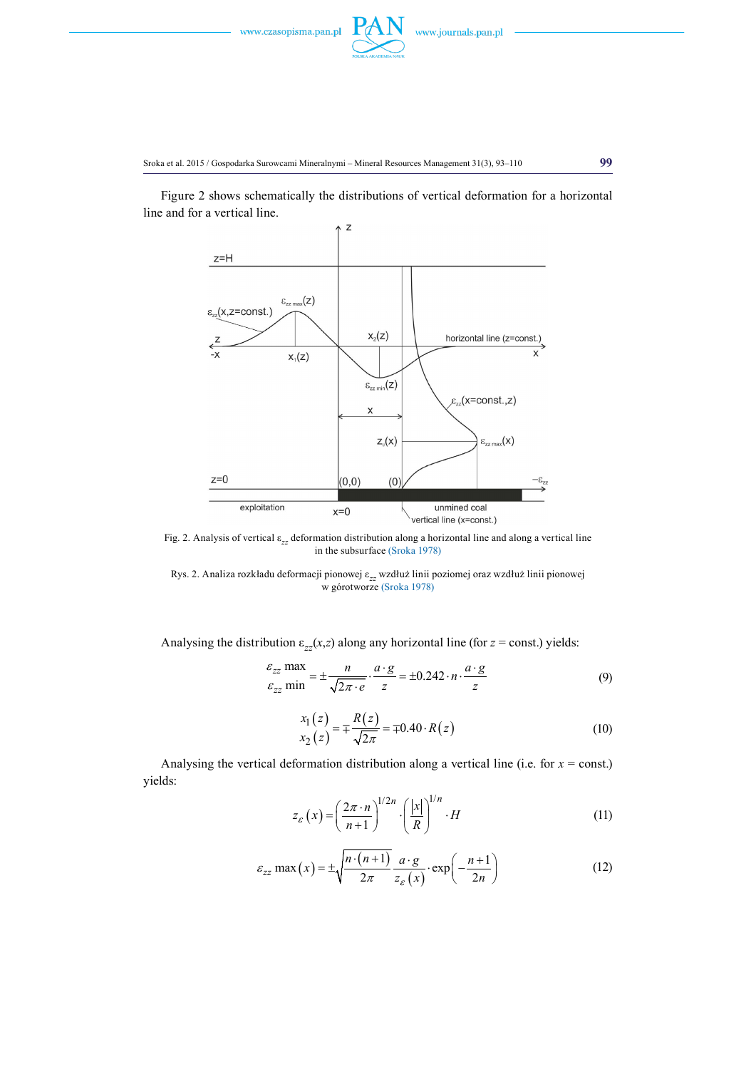Figure 2 shows schematically the distributions of vertical deformation for a horizontal line and for a vertical line.

Fig. 2. Analysis of vertical $\varepsilon_{zz}$ deformation distribution along a horizontal line and along a vertical line in the subsurface (Sroka 1978)

Rys. 2. Analiza rozkładu deformacji pionowej $\varepsilon_{zz}$ wzdłuż linii poziomej oraz wzdłuż linii pionowej w górotworze (Sroka 1978)

Analysing the distribution $\varepsilon_{zz}(x,z)$ along any horizontal line (for $z$ = const.) yields:

$$\begin{matrix}\varepsilon_{zz}\max \\ \varepsilon_{zz}\min\end{matrix} = \pm\frac{n}{\sqrt{2\pi\cdot e}}\cdot\frac{a\cdot g}{z} = \pm 0.242\cdot n\cdot\frac{a\cdot g}{z} \tag{9}$$

$$\begin{matrix}x_1(z) \\ x_2(z)\end{matrix} = \mp\frac{R(z)}{\sqrt{2\pi}} = \mp 0.40\cdot R(z) \tag{10}$$

Analysing the vertical deformation distribution along a vertical line (i.e. for $x$ = const.) yields:

$$z_{\varepsilon}(x) = \left(\frac{2\pi\cdot n}{n+1}\right)^{1/2n}\cdot\left(\frac{|x|}{R}\right)^{1/n}\cdot H \tag{11}$$

$$\varepsilon_{zz}\max(x) = \pm\sqrt{\frac{n\cdot(n+1)}{2\pi}}\,\frac{a\cdot g}{z_{\varepsilon}(x)}\cdot\exp\left(-\frac{n+1}{2n}\right) \tag{12}$$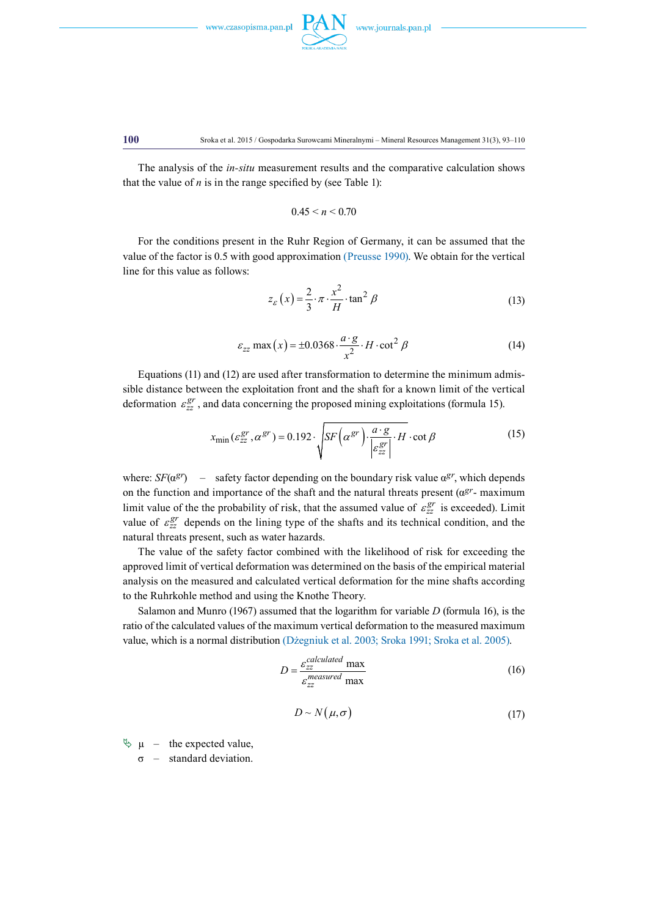The analysis of the *in-situ* measurement results and the comparative calculation shows that the value of $n$ is in the range specified by (see Table 1):

$$0.45 < n < 0.70$$

For the conditions present in the Ruhr Region of Germany, it can be assumed that the value of the factor is 0.5 with good approximation (Preusse 1990). We obtain for the vertical line for this value as follows:

$$z_{\varepsilon}\left(x\right)=\frac{2}{3}\cdot\pi\cdot\frac{x^{2}}{H}\cdot\tan^{2}\beta \tag{13}$$

$$\varepsilon_{zz}\max\left(x\right)=\pm 0.0368\cdot\frac{a\cdot g}{x^{2}}\cdot H\cdot\cot^{2}\beta \tag{14}$$

Equations (11) and (12) are used after transformation to determine the minimum admissible distance between the exploitation front and the shaft for a known limit of the vertical deformation $\varepsilon_{zz}^{gr}$, and data concerning the proposed mining exploitations (formula 15).

$$x_{\min}(\varepsilon_{zz}^{gr},\alpha^{gr})=0.192\cdot\sqrt{SF\left(\alpha^{gr}\right)\cdot\frac{a\cdot g}{\left|\varepsilon_{zz}^{gr}\right|}\cdot H}\cdot\cot\beta \tag{15}$$

where: $SF(\alpha^{gr})$ – safety factor depending on the boundary risk value $\alpha^{gr}$, which depends on the function and importance of the shaft and the natural threats present ($\alpha^{gr}$- maximum limit value of the the probability of risk, that the assumed value of $\varepsilon_{zz}^{gr}$ is exceeded). Limit value of $\varepsilon_{zz}^{gr}$ depends on the lining type of the shafts and its technical condition, and the natural threats present, such as water hazards.

The value of the safety factor combined with the likelihood of risk for exceeding the approved limit of vertical deformation was determined on the basis of the empirical material analysis on the measured and calculated vertical deformation for the mine shafts according to the Ruhrkohle method and using the Knothe Theory.

Salamon and Munro (1967) assumed that the logarithm for variable $D$ (formula 16), is the ratio of the calculated values of the maximum vertical deformation to the measured maximum value, which is a normal distribution (Dżegniuk et al. 2003; Sroka 1991; Sroka et al. 2005).

$$D=\frac{\varepsilon_{zz}^{calculated}\max}{\varepsilon_{zz}^{measured}\max} \tag{16}$$

$$D\sim N\left(\mu,\sigma\right) \tag{17}$$

μ – the expected value,
σ – standard deviation.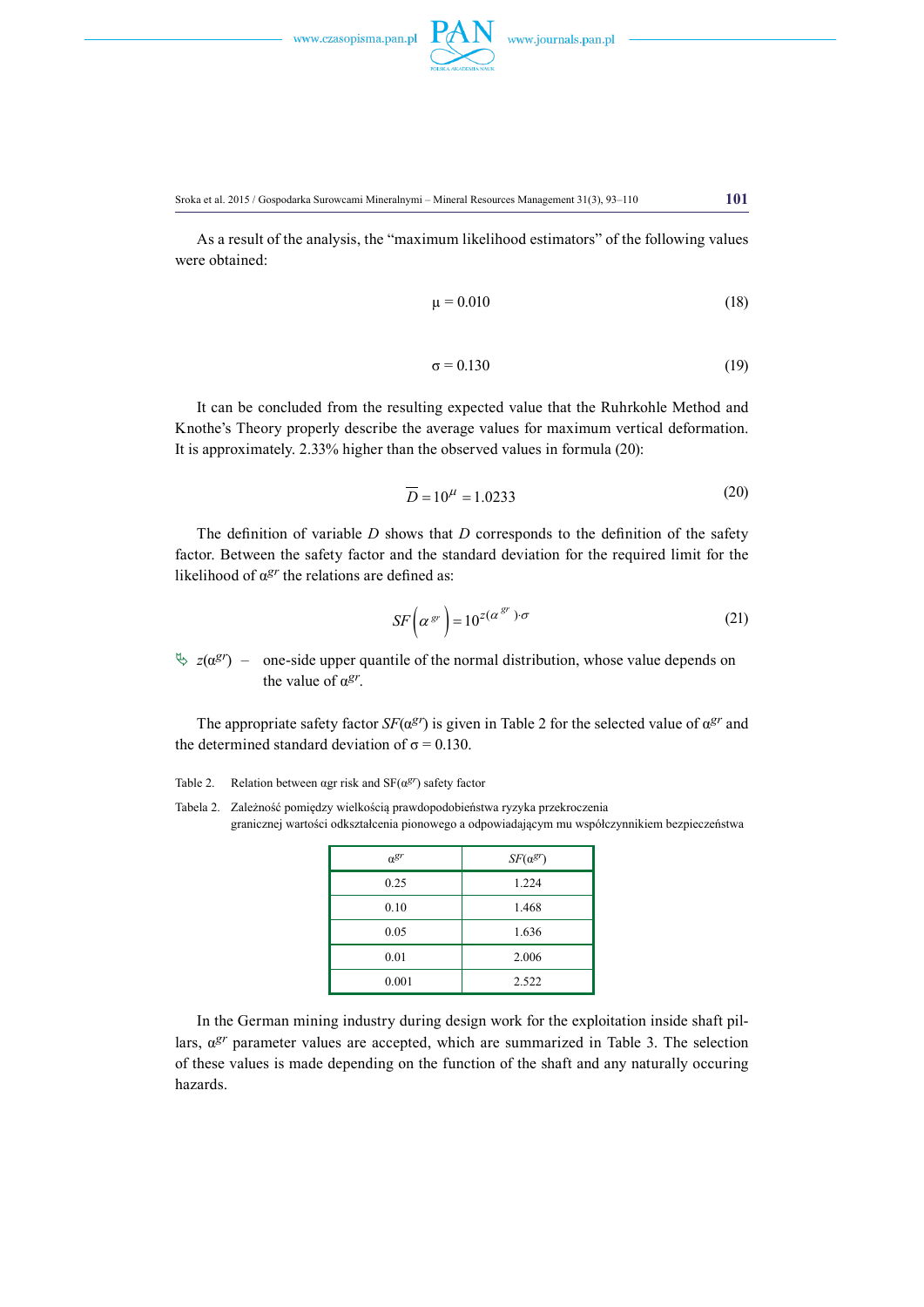As a result of the analysis, the "maximum likelihood estimators" of the following values were obtained:

$$\mu = 0.010 \tag{18}$$

$$\sigma = 0.130 \tag{19}$$

It can be concluded from the resulting expected value that the Ruhrkohle Method and Knothe's Theory properly describe the average values for maximum vertical deformation. It is approximately. 2.33% higher than the observed values in formula (20):

$$\overline{D} = 10^{\mu} = 1.0233 \tag{20}$$

The definition of variable $D$ shows that $D$ corresponds to the definition of the safety factor. Between the safety factor and the standard deviation for the required limit for the likelihood of $\alpha^{gr}$ the relations are defined as:

$$SF\left(\alpha^{gr}\right) = 10^{z(\alpha^{gr})\cdot\sigma} \tag{21}$$

$z(\alpha^{gr})$ – one-side upper quantile of the normal distribution, whose value depends on the value of $\alpha^{gr}$.

The appropriate safety factor $SF(\alpha^{gr})$ is given in Table 2 for the selected value of $\alpha^{gr}$ and the determined standard deviation of $\sigma = 0.130$.

Table 2. Relation between αgr risk and SF($\alpha^{gr}$) safety factor

Tabela 2. Zależność pomiędzy wielkością prawdopodobieństwa ryzyka przekroczenia granicznej wartości odkształcenia pionowego a odpowiadającym mu współczynnikiem bezpieczeństwa

| $\alpha^{gr}$ | $SF(\alpha^{gr})$ |
|---|---|
| 0.25 | 1.224 |
| 0.10 | 1.468 |
| 0.05 | 1.636 |
| 0.01 | 2.006 |
| 0.001 | 2.522 |

In the German mining industry during design work for the exploitation inside shaft pillars, $\alpha^{gr}$ parameter values are accepted, which are summarized in Table 3. The selection of these values is made depending on the function of the shaft and any naturally occuring hazards.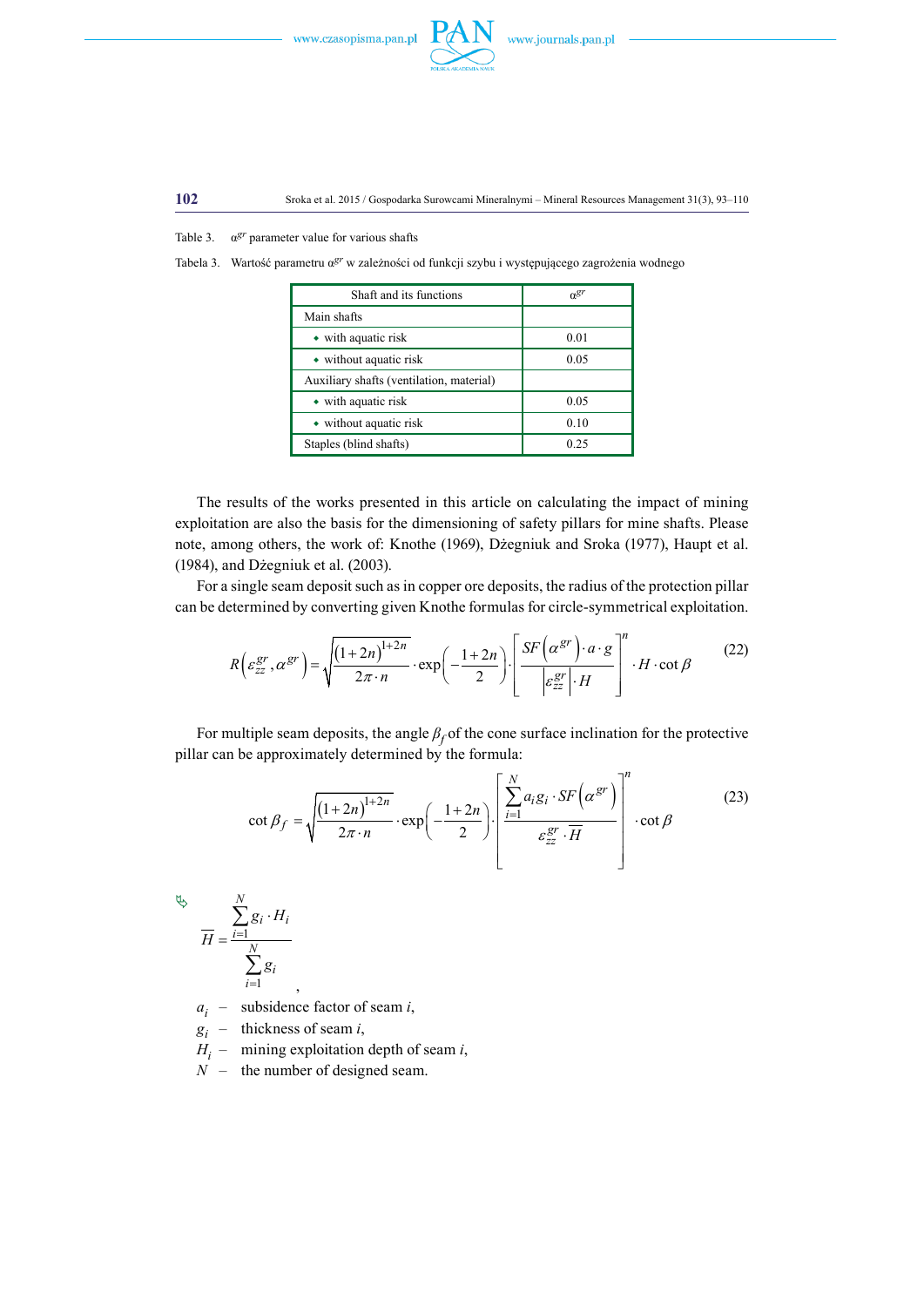Table 3. $\alpha^{gr}$ parameter value for various shafts

Tabela 3. Wartość parametru $\alpha^{gr}$ w zależności od funkcji szybu i występującego zagrożenia wodnego

| Shaft and its functions | $\alpha^{gr}$ |
|---|---|
| Main shafts | |
| • with aquatic risk | 0.01 |
| • without aquatic risk | 0.05 |
| Auxiliary shafts (ventilation, material) | |
| • with aquatic risk | 0.05 |
| • without aquatic risk | 0.10 |
| Staples (blind shafts) | 0.25 |

The results of the works presented in this article on calculating the impact of mining exploitation are also the basis for the dimensioning of safety pillars for mine shafts. Please note, among others, the work of: Knothe (1969), Dżegniuk and Sroka (1977), Haupt et al. (1984), and Dżegniuk et al. (2003).

For a single seam deposit such as in copper ore deposits, the radius of the protection pillar can be determined by converting given Knothe formulas for circle-symmetrical exploitation.

$$R\left(\varepsilon_{zz}^{gr},\alpha^{gr}\right)=\sqrt{\frac{(1+2n)^{1+2n}}{2\pi\cdot n}}\cdot\exp\left(-\frac{1+2n}{2}\right)\cdot\left[\frac{SF\left(\alpha^{gr}\right)\cdot a\cdot g}{\left|\varepsilon_{zz}^{gr}\right|\cdot H}\right]^{n}\cdot H\cdot\cot\beta \tag{22}$$

For multiple seam deposits, the angle $\beta_f$ of the cone surface inclination for the protective pillar can be approximately determined by the formula:

$$\cot\beta_f=\sqrt{\frac{(1+2n)^{1+2n}}{2\pi\cdot n}}\cdot\exp\left(-\frac{1+2n}{2}\right)\cdot\left[\frac{\sum_{i=1}^{N}a_i g_i\cdot SF\left(\alpha^{gr}\right)}{\varepsilon_{zz}^{gr}\cdot\overline{H}}\right]^{n}\cdot\cot\beta \tag{23}$$

$$\overline{H}=\frac{\sum_{i=1}^{N}g_i\cdot H_i}{\sum_{i=1}^{N}g_i},$$

$a_i$ – subsidence factor of seam $i$,
$g_i$ – thickness of seam $i$,
$H_i$ – mining exploitation depth of seam $i$,
$N$ – the number of designed seam.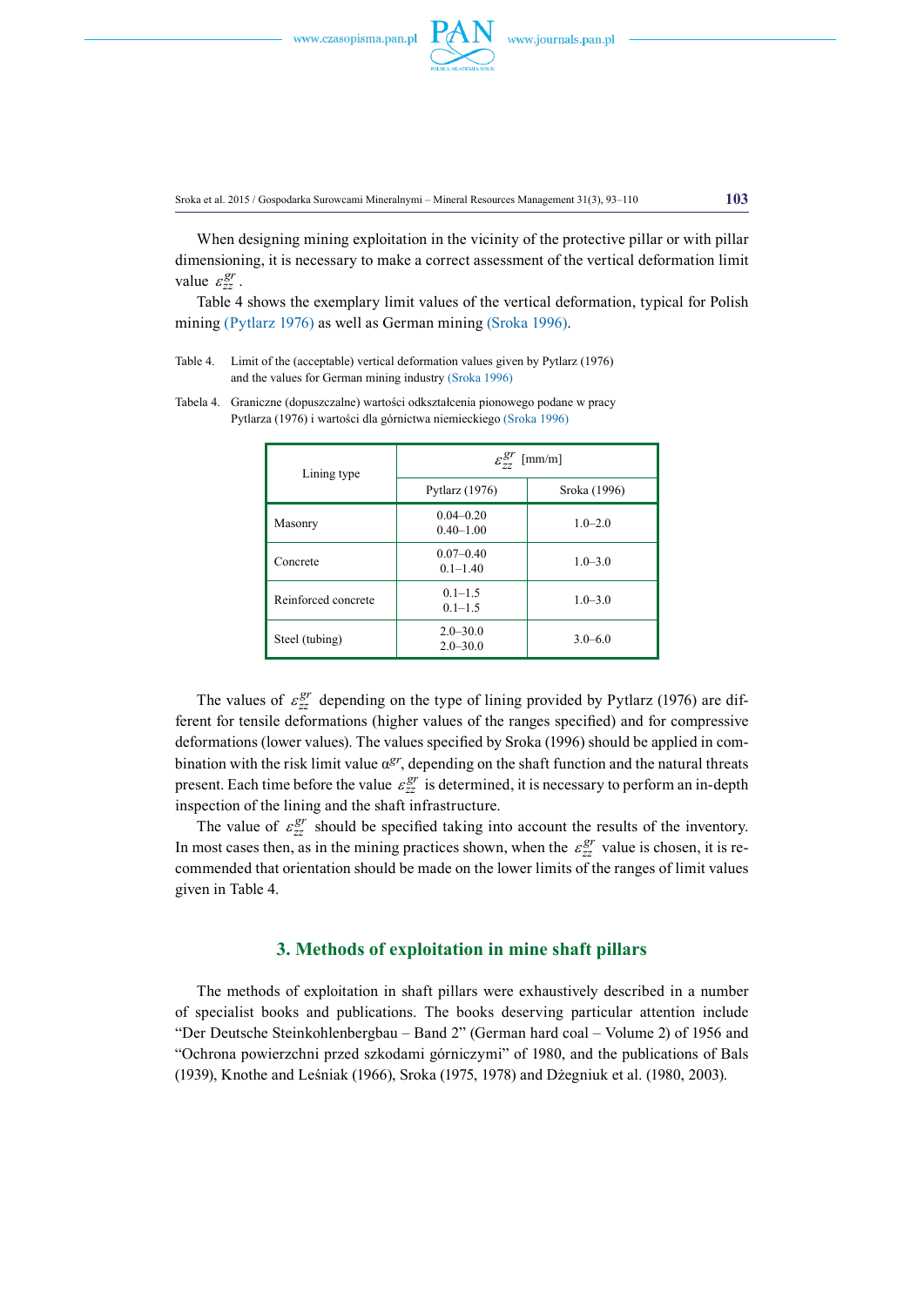When designing mining exploitation in the vicinity of the protective pillar or with pillar dimensioning, it is necessary to make a correct assessment of the vertical deformation limit value $\varepsilon_{zz}^{gr}$.

Table 4 shows the exemplary limit values of the vertical deformation, typical for Polish mining (Pytlarz 1976) as well as German mining (Sroka 1996).

Table 4. Limit of the (acceptable) vertical deformation values given by Pytlarz (1976) and the values for German mining industry (Sroka 1996)

Tabela 4. Graniczne (dopuszczalne) wartości odkształcenia pionowego podane w pracy Pytlarza (1976) i wartości dla górnictwa niemieckiego (Sroka 1996)

| Lining type | $\varepsilon_{zz}^{gr}$ [mm/m] | |
|---|---|---|
| | Pytlarz (1976) | Sroka (1996) |
| Masonry | 0.04–0.20<br>0.40–1.00 | 1.0–2.0 |
| Concrete | 0.07–0.40<br>0.1–1.40 | 1.0–3.0 |
| Reinforced concrete | 0.1–1.5<br>0.1–1.5 | 1.0–3.0 |
| Steel (tubing) | 2.0–30.0<br>2.0–30.0 | 3.0–6.0 |

The values of $\varepsilon_{zz}^{gr}$ depending on the type of lining provided by Pytlarz (1976) are different for tensile deformations (higher values of the ranges specified) and for compressive deformations (lower values). The values specified by Sroka (1996) should be applied in combination with the risk limit value $\alpha^{gr}$, depending on the shaft function and the natural threats present. Each time before the value $\varepsilon_{zz}^{gr}$ is determined, it is necessary to perform an in-depth inspection of the lining and the shaft infrastructure.

The value of $\varepsilon_{zz}^{gr}$ should be specified taking into account the results of the inventory. In most cases then, as in the mining practices shown, when the $\varepsilon_{zz}^{gr}$ value is chosen, it is recommended that orientation should be made on the lower limits of the ranges of limit values given in Table 4.

## 3. Methods of exploitation in mine shaft pillars

The methods of exploitation in shaft pillars were exhaustively described in a number of specialist books and publications. The books deserving particular attention include "Der Deutsche Steinkohlenbergbau – Band 2" (German hard coal – Volume 2) of 1956 and "Ochrona powierzchni przed szkodami górniczymi" of 1980, and the publications of Bals (1939), Knothe and Leśniak (1966), Sroka (1975, 1978) and Dżegniuk et al. (1980, 2003).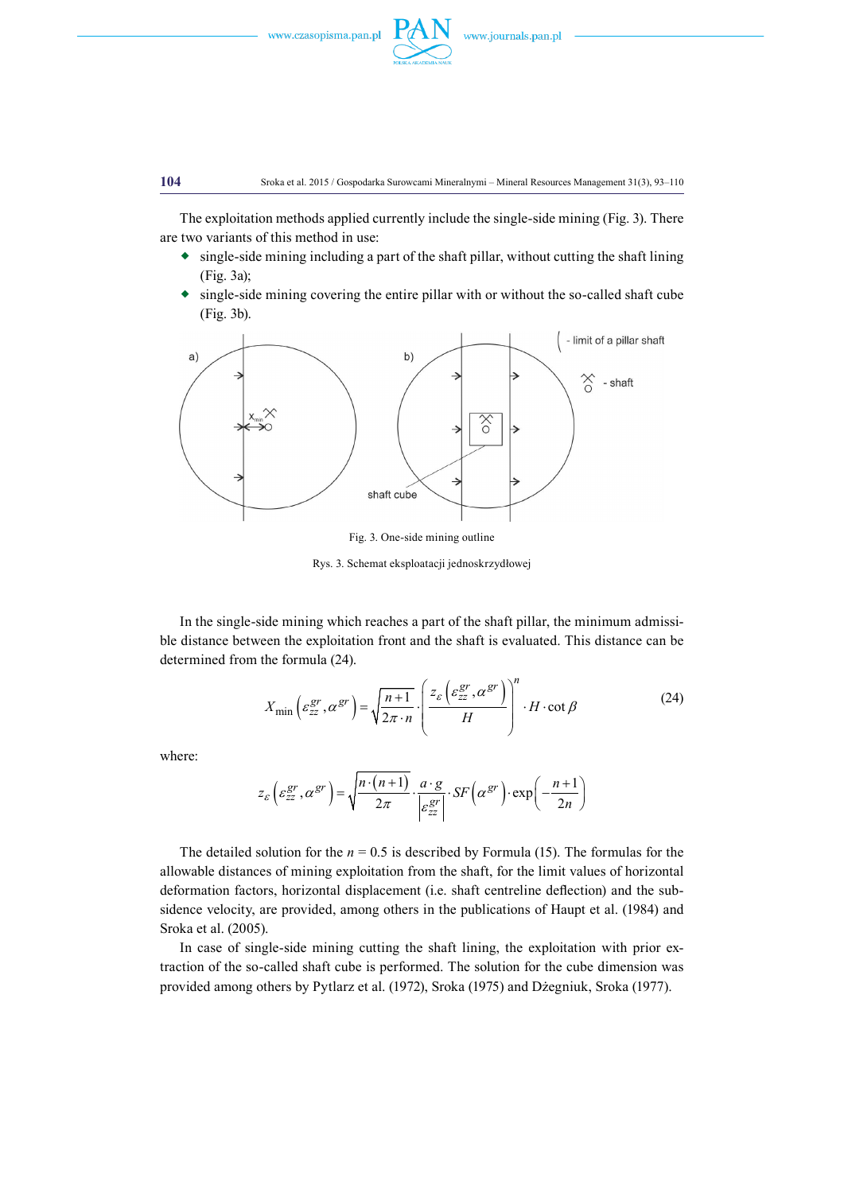The exploitation methods applied currently include the single-side mining (Fig. 3). There are two variants of this method in use:

- single-side mining including a part of the shaft pillar, without cutting the shaft lining (Fig. 3a);
- single-side mining covering the entire pillar with or without the so-called shaft cube (Fig. 3b).

Fig. 3. One-side mining outline

Rys. 3. Schemat eksploatacji jednoskrzydłowej

In the single-side mining which reaches a part of the shaft pillar, the minimum admissible distance between the exploitation front and the shaft is evaluated. This distance can be determined from the formula (24).

$$X_{\min}\left(\varepsilon_{zz}^{gr},\alpha^{gr}\right)=\sqrt{\frac{n+1}{2\pi\cdot n}}\cdot\left(\frac{z_{\varepsilon}\left(\varepsilon_{zz}^{gr},\alpha^{gr}\right)}{H}\right)^{n}\cdot H\cdot\cot\beta \tag{24}$$

where:

$$z_{\varepsilon}\left(\varepsilon_{zz}^{gr},\alpha^{gr}\right)=\sqrt{\frac{n\cdot(n+1)}{2\pi}}\cdot\frac{a\cdot g}{\left|\varepsilon_{zz}^{gr}\right|}\cdot SF\left(\alpha^{gr}\right)\cdot\exp\left(-\frac{n+1}{2n}\right)$$

The detailed solution for the $n = 0.5$ is described by Formula (15). The formulas for the allowable distances of mining exploitation from the shaft, for the limit values of horizontal deformation factors, horizontal displacement (i.e. shaft centreline deflection) and the subsidence velocity, are provided, among others in the publications of Haupt et al. (1984) and Sroka et al. (2005).

In case of single-side mining cutting the shaft lining, the exploitation with prior extraction of the so-called shaft cube is performed. The solution for the cube dimension was provided among others by Pytlarz et al. (1972), Sroka (1975) and Dżegniuk, Sroka (1977).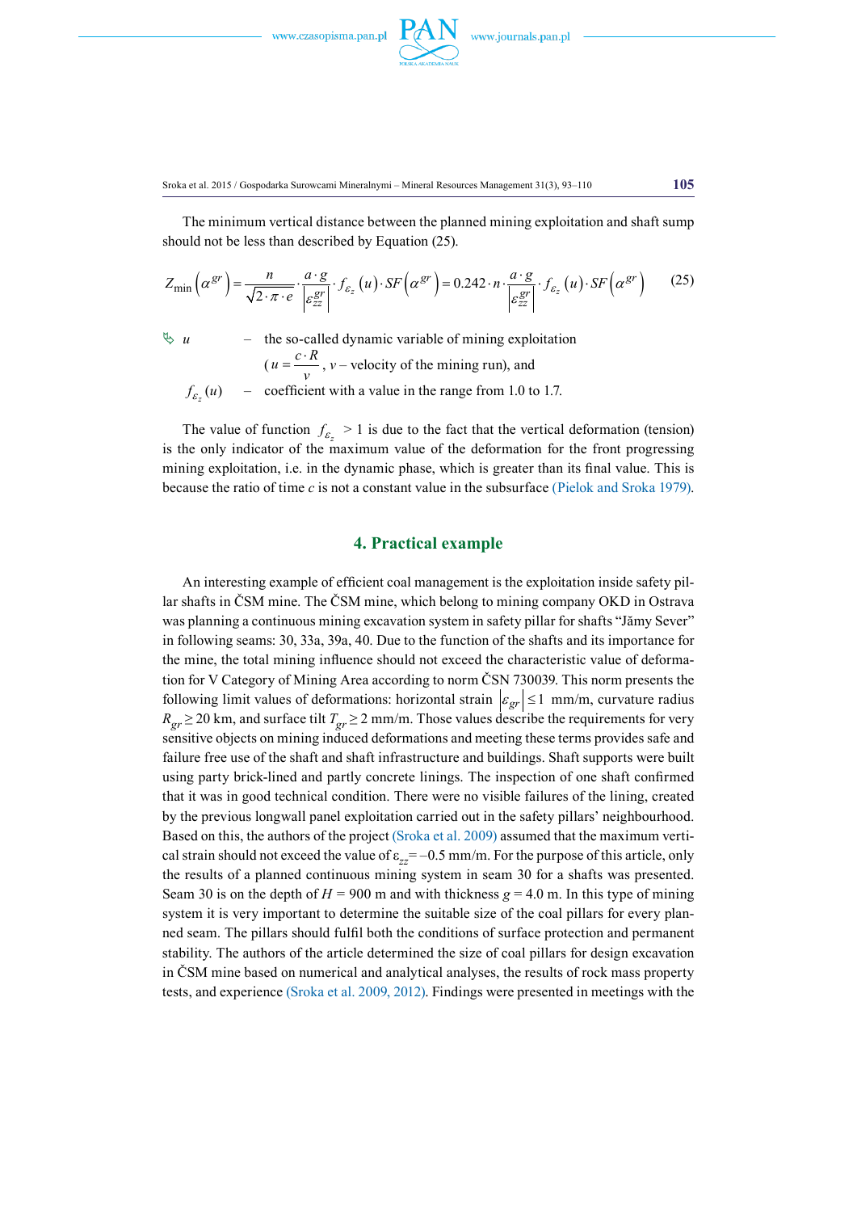The minimum vertical distance between the planned mining exploitation and shaft sump should not be less than described by Equation (25).

$$Z_{\min}\left(\alpha^{gr}\right)=\frac{n}{\sqrt{2\cdot\pi\cdot e}}\cdot\frac{a\cdot g}{\left|\varepsilon_{zz}^{gr}\right|}\cdot f_{\varepsilon_z}(u)\cdot SF\left(\alpha^{gr}\right)=0.242\cdot n\cdot\frac{a\cdot g}{\left|\varepsilon_{zz}^{gr}\right|}\cdot f_{\varepsilon_z}(u)\cdot SF\left(\alpha^{gr}\right) \tag{25}$$

$u$ – the so-called dynamic variable of mining exploitation ($u=\frac{c\cdot R}{v}$, $v$ – velocity of the mining run), and

$f_{\varepsilon_z}(u)$ – coefficient with a value in the range from 1.0 to 1.7.

The value of function $f_{\varepsilon_z} > 1$ is due to the fact that the vertical deformation (tension) is the only indicator of the maximum value of the deformation for the front progressing mining exploitation, i.e. in the dynamic phase, which is greater than its final value. This is because the ratio of time $c$ is not a constant value in the subsurface (Pielok and Sroka 1979).

## 4. Practical example

An interesting example of efficient coal management is the exploitation inside safety pillar shafts in ČSM mine. The ČSM mine, which belong to mining company OKD in Ostrava was planning a continuous mining excavation system in safety pillar for shafts "Jămy Sever" in following seams: 30, 33a, 39a, 40. Due to the function of the shafts and its importance for the mine, the total mining influence should not exceed the characteristic value of deformation for V Category of Mining Area according to norm ČSN 730039. This norm presents the following limit values of deformations: horizontal strain $\left|\varepsilon_{gr}\right|\leq 1$ mm/m, curvature radius $R_{gr}\geq 20$ km, and surface tilt $T_{gr}\geq 2$ mm/m. Those values describe the requirements for very sensitive objects on mining induced deformations and meeting these terms provides safe and failure free use of the shaft and shaft infrastructure and buildings. Shaft supports were built using party brick-lined and partly concrete linings. The inspection of one shaft confirmed that it was in good technical condition. There were no visible failures of the lining, created by the previous longwall panel exploitation carried out in the safety pillars' neighbourhood. Based on this, the authors of the project (Sroka et al. 2009) assumed that the maximum vertical strain should not exceed the value of $\varepsilon_{zz}=-0.5$ mm/m. For the purpose of this article, only the results of a planned continuous mining system in seam 30 for a shafts was presented. Seam 30 is on the depth of $H = 900$ m and with thickness $g = 4.0$ m. In this type of mining system it is very important to determine the suitable size of the coal pillars for every planned seam. The pillars should fulfil both the conditions of surface protection and permanent stability. The authors of the article determined the size of coal pillars for design excavation in ČSM mine based on numerical and analytical analyses, the results of rock mass property tests, and experience (Sroka et al. 2009, 2012). Findings were presented in meetings with the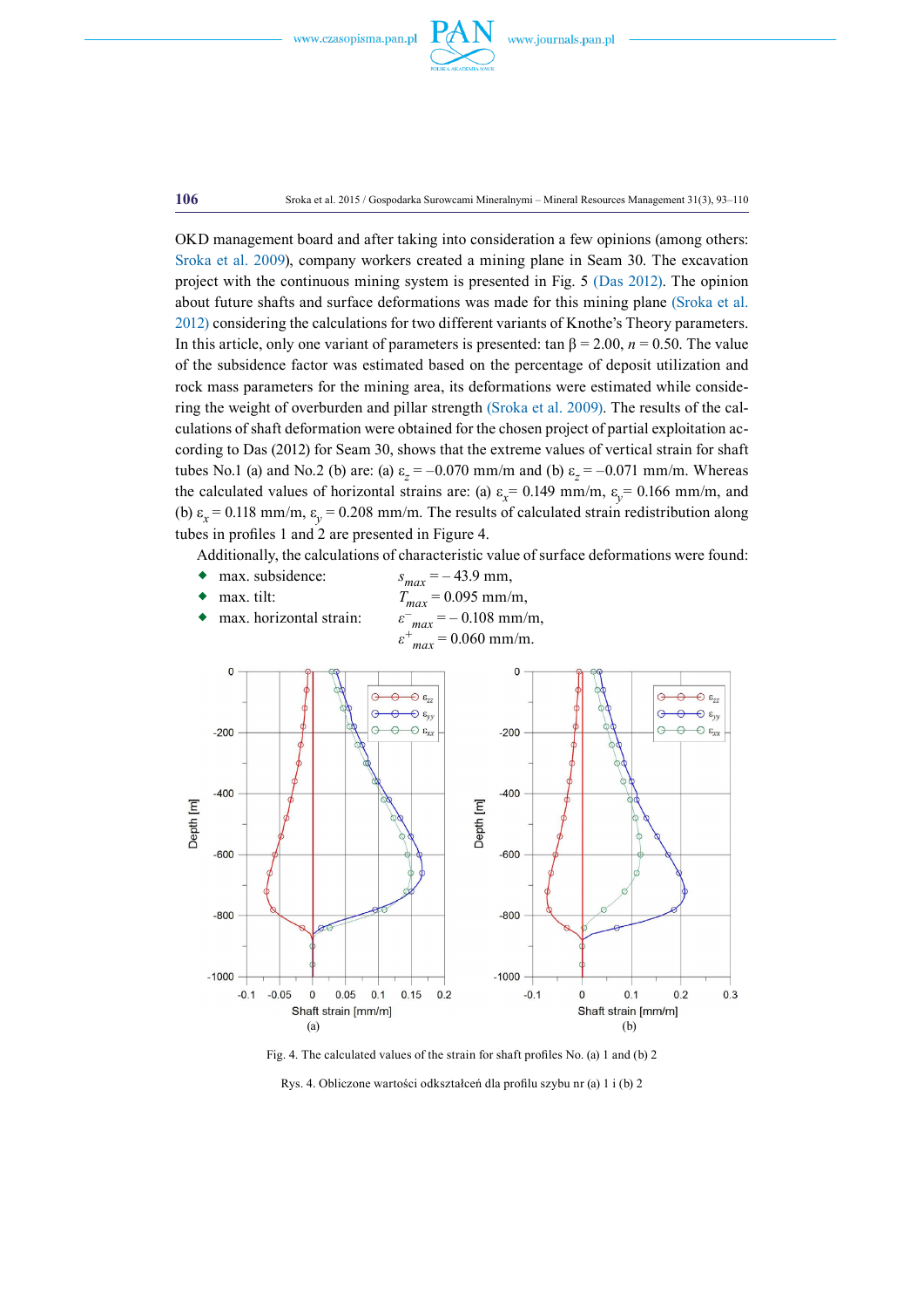OKD management board and after taking into consideration a few opinions (among others: Sroka et al. 2009), company workers created a mining plane in Seam 30. The excavation project with the continuous mining system is presented in Fig. 5 (Das 2012). The opinion about future shafts and surface deformations was made for this mining plane (Sroka et al. 2012) considering the calculations for two different variants of Knothe's Theory parameters. In this article, only one variant of parameters is presented: tan β = 2.00, $n$ = 0.50. The value of the subsidence factor was estimated based on the percentage of deposit utilization and rock mass parameters for the mining area, its deformations were estimated while considering the weight of overburden and pillar strength (Sroka et al. 2009). The results of the calculations of shaft deformation were obtained for the chosen project of partial exploitation according to Das (2012) for Seam 30, shows that the extreme values of vertical strain for shaft tubes No.1 (a) and No.2 (b) are: (a) $\varepsilon_z = -0.070$ mm/m and (b) $\varepsilon_z = -0.071$ mm/m. Whereas the calculated values of horizontal strains are: (a) $\varepsilon_x = 0.149$ mm/m, $\varepsilon_y = 0.166$ mm/m, and (b) $\varepsilon_x = 0.118$ mm/m, $\varepsilon_y = 0.208$ mm/m. The results of calculated strain redistribution along tubes in profiles 1 and 2 are presented in Figure 4.

Additionally, the calculations of characteristic value of surface deformations were found:

- max. subsidence: $s_{max} = -43.9$ mm,
- max. tilt: $T_{max} = 0.095$ mm/m,
- max. horizontal strain: $\varepsilon^{-}_{max} = -0.108$ mm/m,
  $\varepsilon^{+}_{max} = 0.060$ mm/m.

Fig. 4. The calculated values of the strain for shaft profiles No. (a) 1 and (b) 2

Rys. 4. Obliczone wartości odkształceń dla profilu szybu nr (a) 1 i (b) 2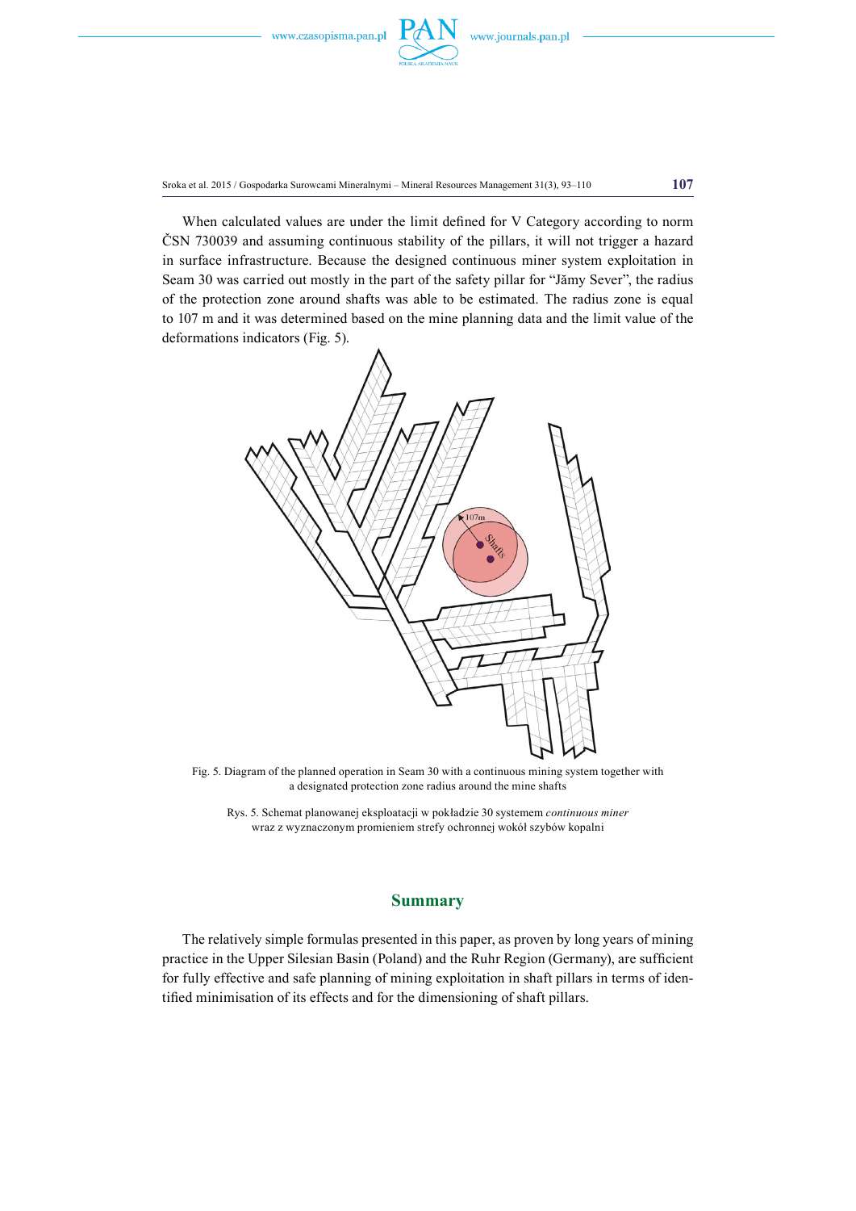When calculated values are under the limit defined for V Category according to norm ČSN 730039 and assuming continuous stability of the pillars, it will not trigger a hazard in surface infrastructure. Because the designed continuous miner system exploitation in Seam 30 was carried out mostly in the part of the safety pillar for "Jămy Sever", the radius of the protection zone around shafts was able to be estimated. The radius zone is equal to 107 m and it was determined based on the mine planning data and the limit value of the deformations indicators (Fig. 5).

Fig. 5. Diagram of the planned operation in Seam 30 with a continuous mining system together with a designated protection zone radius around the mine shafts

Rys. 5. Schemat planowanej eksploatacji w pokładzie 30 systemem *continuous miner* wraz z wyznaczonym promieniem strefy ochronnej wokół szybów kopalni

## Summary

The relatively simple formulas presented in this paper, as proven by long years of mining practice in the Upper Silesian Basin (Poland) and the Ruhr Region (Germany), are sufficient for fully effective and safe planning of mining exploitation in shaft pillars in terms of identified minimisation of its effects and for the dimensioning of shaft pillars.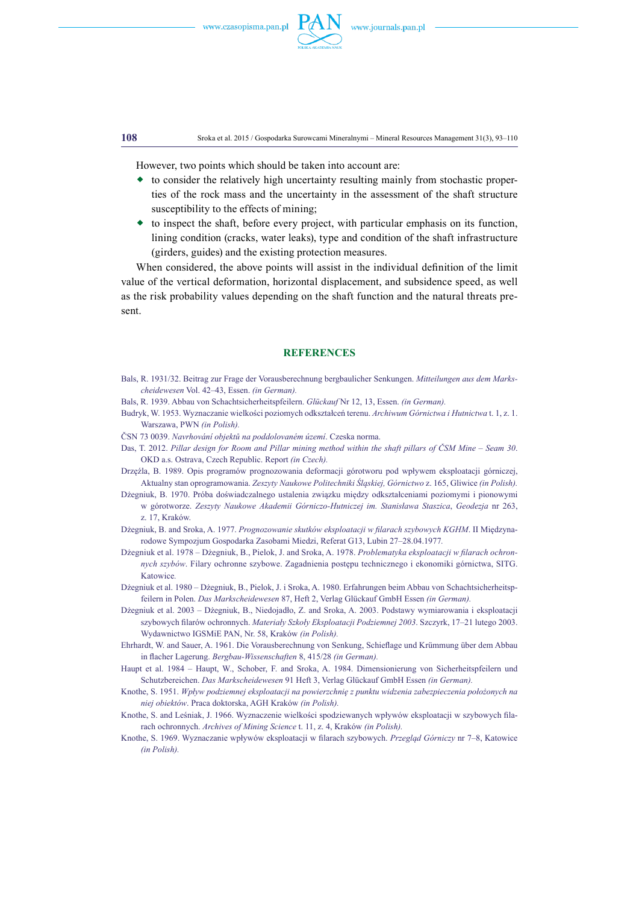However, two points which should be taken into account are:

- to consider the relatively high uncertainty resulting mainly from stochastic properties of the rock mass and the uncertainty in the assessment of the shaft structure susceptibility to the effects of mining;
- to inspect the shaft, before every project, with particular emphasis on its function, lining condition (cracks, water leaks), type and condition of the shaft infrastructure (girders, guides) and the existing protection measures.

When considered, the above points will assist in the individual definition of the limit value of the vertical deformation, horizontal displacement, and subsidence speed, as well as the risk probability values depending on the shaft function and the natural threats present.

## REFERENCES

Bals, R. 1931/32. Beitrag zur Frage der Vorausberechnung bergbaulicher Senkungen. *Mitteilungen aus dem Markscheidewesen* Vol. 42–43, Essen. *(in German).*

Bals, R. 1939. Abbau von Schachtsicherheitspfeilern. *Glückauf* Nr 12, 13, Essen. *(in German).*

Budryk, W. 1953. Wyznaczanie wielkości poziomych odkształceń terenu. *Archiwum Górnictwa i Hutnictwa* t. 1, z. 1. Warszawa, PWN *(in Polish).*

ČSN 73 0039. *Navrhování objektů na poddolovaném území*. Czeska norma.

Das, T. 2012. *Pillar design for Room and Pillar mining method within the shaft pillars of ČSM Mine – Seam 30*. OKD a.s. Ostrava, Czech Republic. Report *(in Czech).*

Drzęźla, B. 1989. Opis programów prognozowania deformacji górotworu pod wpływem eksploatacji górniczej, Aktualny stan oprogramowania. *Zeszyty Naukowe Politechniki Śląskiej, Górnictwo* z. 165, Gliwice *(in Polish).*

Dżegniuk, B. 1970. Próba doświadczalnego ustalenia związku między odkształceniami poziomymi i pionowymi w górotworze. *Zeszyty Naukowe Akademii Górniczo-Hutniczej im. Stanisława Staszica, Geodezja* nr 263, z. 17, Kraków.

Dżegniuk, B. and Sroka, A. 1977. *Prognozowanie skutków eksploatacji w filarach szybowych KGHM*. II Międzynarodowe Sympozjum Gospodarka Zasobami Miedzi, Referat G13, Lubin 27–28.04.1977.

Dżegniuk et al. 1978 – Dżegniuk, B., Pielok, J. and Sroka, A. 1978. *Problematyka eksploatacji w filarach ochronnych szybów*. Filary ochronne szybowe. Zagadnienia postępu technicznego i ekonomiki górnictwa, SITG. Katowice.

Dżegniuk et al. 1980 – Dżegniuk, B., Pielok, J. i Sroka, A. 1980. Erfahrungen beim Abbau von Schachtsicherheitspfeilern in Polen. *Das Markscheidewesen* 87, Heft 2, Verlag Glückauf GmbH Essen *(in German).*

Dżegniuk et al. 2003 – Dżegniuk, B., Niedojadło, Z. and Sroka, A. 2003. Podstawy wymiarowania i eksploatacji szybowych filarów ochronnych. *Materiały Szkoły Eksploatacji Podziemnej 2003.* Szczyrk, 17–21 lutego 2003. Wydawnictwo IGSMiE PAN, Nr. 58, Kraków *(in Polish).*

Ehrhardt, W. and Sauer, A. 1961. Die Vorausberechnung von Senkung, Schieflage und Krümmung über dem Abbau in flacher Lagerung. *Bergbau-Wissenschaften* 8, 415/28 *(in German).*

Haupt et al. 1984 – Haupt, W., Schober, F. and Sroka, A. 1984. Dimensionierung von Sicherheitspfeilern und Schutzbereichen. *Das Markscheidewesen* 91 Heft 3, Verlag Glückauf GmbH Essen *(in German).*

Knothe, S. 1951. *Wpływ podziemnej eksploatacji na powierzchnię z punktu widzenia zabezpieczenia położonych na niej obiektów*. Praca doktorska, AGH Kraków *(in Polish).*

Knothe, S. and Leśniak, J. 1966. Wyznaczenie wielkości spodziewanych wpływów eksploatacji w szybowych filarach ochronnych. *Archives of Mining Science* t. 11, z. 4, Kraków *(in Polish).*

Knothe, S. 1969. Wyznaczanie wpływów eksploatacji w filarach szybowych. *Przegląd Górniczy* nr 7–8, Katowice *(in Polish).*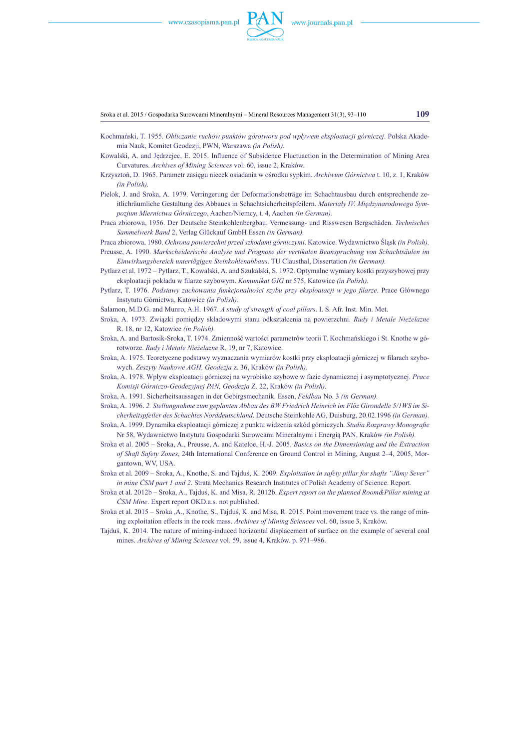Kochmański, T. 1955. *Obliczanie ruchów punktów górotworu pod wpływem eksploatacji górniczej*. Polska Akademia Nauk, Komitet Geodezji, PWN, Warszawa *(in Polish).*

Kowalski, A. and Jędrzejec, E. 2015. Influence of Subsidence Fluctuaction in the Determination of Mining Area Curvatures. *Archives of Mining Sciences* vol. 60, issue 2, Kraków.

Krzysztoń, D. 1965. Parametr zasięgu niecek osiadania w ośrodku sypkim. *Archiwum Górnictwa* t. 10, z. 1, Kraków *(in Polish).*

Pielok, J. and Sroka, A. 1979. Verringerung der Deformationsbeträge im Schachtausbau durch entsprechende zeitlichräumliche Gestaltung des Abbaues in Schachtsicherheitspfeilern. *Materiały IV. Międzynarodowego Sympozjum Miernictwa Górniczego*, Aachen/Niemcy, t. 4, Aachen *(in German).*

Praca zbiorowa, 1956. Der Deutsche Steinkohlenbergbau. Vermessung- und Risswesen Bergschäden. *Technisches Sammelwerk Band* 2, Verlag Glückauf GmbH Essen *(in German).*

Praca zbiorowa, 1980. *Ochrona powierzchni przed szkodami górniczymi*. Katowice. Wydawnictwo Śląsk *(in Polish).*

Preusse, A. 1990. *Markscheiderische Analyse und Prognose der vertikalen Beanspruchung von Schachtsäulen im Einwirkungsbereich untertägigen Steinkohlenabbaus*. TU Clausthal, Dissertation *(in German).*

Pytlarz et al. 1972 – Pytlarz, T., Kowalski, A. and Szukalski, S. 1972. Optymalne wymiary kostki przyszybowej przy eksploatacji pokładu w filarze szybowym. *Komunikat GIG* nr 575, Katowice *(in Polish).*

Pytlarz, T. 1976. *Podstawy zachowania funkcjonalności szybu przy eksploatacji w jego filarze*. Prace Głównego Instytutu Górnictwa, Katowice *(in Polish).*

Salamon, M.D.G. and Munro, A.H. 1967. *A study of strength of coal pillars*. I. S. Afr. Inst. Min. Met.

Sroka, A. 1973. Związki pomiędzy składowymi stanu odkształcenia na powierzchni. *Rudy i Metale Nieżelazne* R. 18, nr 12, Katowice *(in Polish).*

Sroka, A. and Bartosik-Sroka, T. 1974. Zmienność wartości parametrów teorii T. Kochmańskiego i St. Knothe w górotworze. *Rudy i Metale Nieżelazne* R. 19, nr 7, Katowice.

Sroka, A. 1975. Teoretyczne podstawy wyznaczania wymiarów kostki przy eksploatacji górniczej w filarach szybowych. *Zeszyty Naukowe AGH, Geodezja* z. 36, Kraków *(in Polish).*

Sroka, A. 1978. Wpływ eksploatacji górniczej na wyrobisko szybowe w fazie dynamicznej i asymptotycznej. *Prace Komisji Górniczo-Geodezyjnej PAN, Geodezja* Z. 22, Kraków *(in Polish).*

Sroka, A. 1991. Sicherheitsaussagen in der Gebirgsmechanik. Essen, *Feldbau* No. 3 *(in German).*

Sroka, A. 1996. *2. Stellungnahme zum geplanten Abbau des BW Friedrich Heinrich im Flöz Girondelle 5/1WS im Sicherheitspfeiler des Schachtes Norddeutschland*. Deutsche Steinkohle AG, Duisburg, 20.02.1996 *(in German).*

Sroka, A. 1999. Dynamika eksploatacji górniczej z punktu widzenia szkód górniczych. *Studia Rozprawy Monografie* Nr 58, Wydawnictwo Instytutu Gospodarki Surowcami Mineralnymi i Energią PAN, Kraków *(in Polish).*

Sroka et al. 2005 – Sroka, A., Preusse, A. and Kateloe, H.-J. 2005. *Basics on the Dimensioning and the Extraction of Shaft Safety Zones*, 24th International Conference on Ground Control in Mining, August 2–4, 2005, Morgantown, WV, USA.

Sroka et al. 2009 – Sroka, A., Knothe, S. and Tajduś, K. 2009. *Exploitation in safety pillar for shafts "Jămy Sever" in mine ČSM part 1 and 2*. Strata Mechanics Research Institutes of Polish Academy of Science. Report.

Sroka et al. 2012b – Sroka, A., Tajduś, K. and Misa, R. 2012b. *Expert report on the planned Room&Pillar mining at ČSM Mine*. Expert report OKD.a.s. not published.

Sroka et al. 2015 – Sroka ,A., Knothe, S., Tajduś, K. and Misa, R. 2015. Point movement trace vs. the range of mining exploitation effects in the rock mass. *Archives of Mining Sciences* vol. 60, issue 3, Kraków.

Tajduś, K. 2014. The nature of mining-induced horizontal displacement of surface on the example of several coal mines. *Archives of Mining Sciences* vol. 59, issue 4, Kraków. p. 971–986.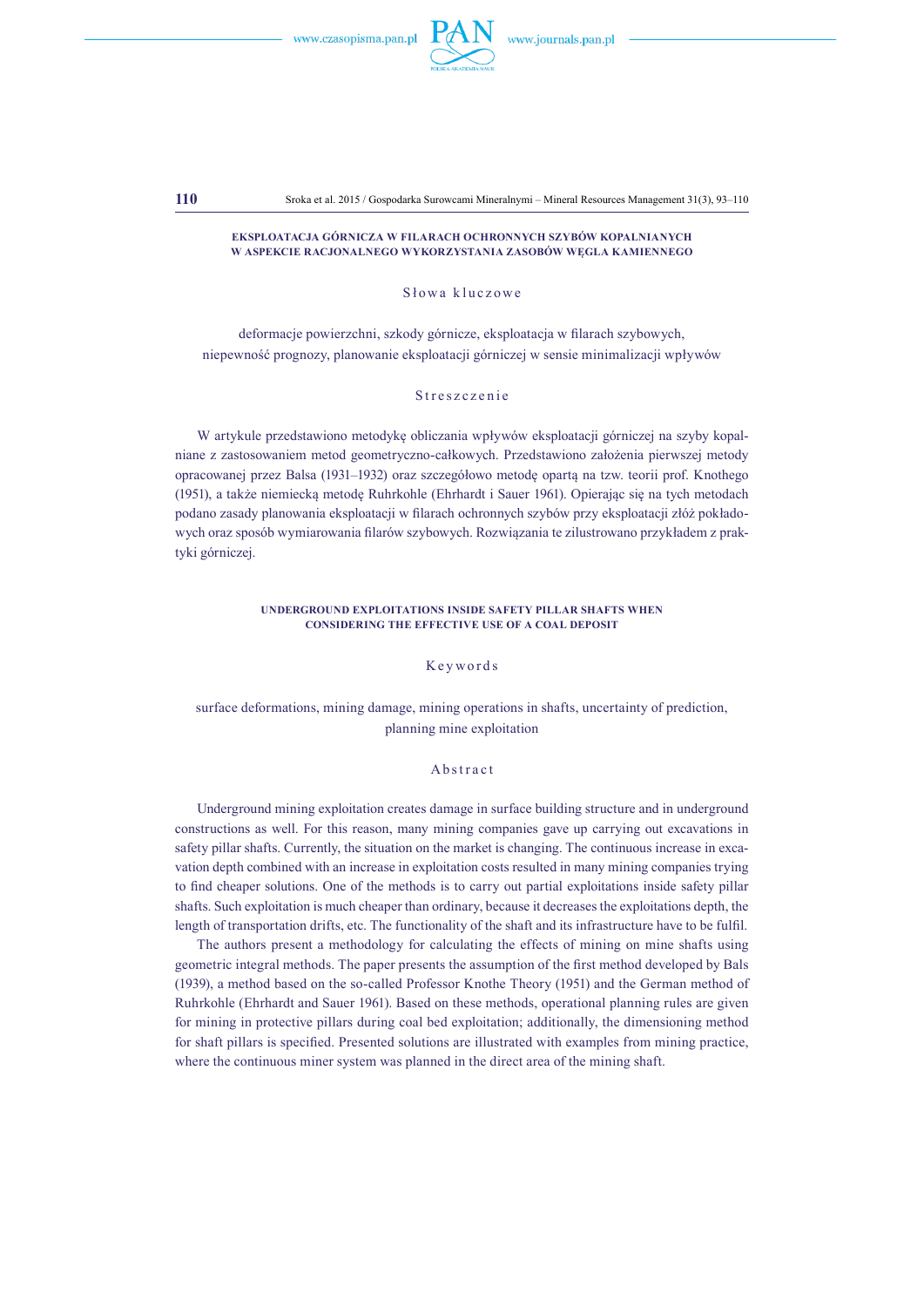### EKSPLOATACJA GÓRNICZA W FILARACH OCHRONNYCH SZYBÓW KOPALNIANYCH W ASPEKCIE RACJONALNEGO WYKORZYSTANIA ZASOBÓW WĘGLA KAMIENNEGO

Słowa kluczowe

deformacje powierzchni, szkody górnicze, eksploatacja w filarach szybowych, niepewność prognozy, planowanie eksploatacji górniczej w sensie minimalizacji wpływów

Streszczenie

W artykule przedstawiono metodykę obliczania wpływów eksploatacji górniczej na szyby kopalniane z zastosowaniem metod geometryczno-całkowych. Przedstawiono założenia pierwszej metody opracowanej przez Balsa (1931–1932) oraz szczegółowo metodę opartą na tzw. teorii prof. Knothego (1951), a także niemiecką metodę Ruhrkohle (Ehrhardt i Sauer 1961). Opierając się na tych metodach podano zasady planowania eksploatacji w filarach ochronnych szybów przy eksploatacji złóż pokładowych oraz sposób wymiarowania filarów szybowych. Rozwiązania te zilustrowano przykładem z praktyki górniczej.

### UNDERGROUND EXPLOITATIONS INSIDE SAFETY PILLAR SHAFTS WHEN CONSIDERING THE EFFECTIVE USE OF A COAL DEPOSIT

Keywords

surface deformations, mining damage, mining operations in shafts, uncertainty of prediction, planning mine exploitation

Abstract

Underground mining exploitation creates damage in surface building structure and in underground constructions as well. For this reason, many mining companies gave up carrying out excavations in safety pillar shafts. Currently, the situation on the market is changing. The continuous increase in excavation depth combined with an increase in exploitation costs resulted in many mining companies trying to find cheaper solutions. One of the methods is to carry out partial exploitations inside safety pillar shafts. Such exploitation is much cheaper than ordinary, because it decreases the exploitations depth, the length of transportation drifts, etc. The functionality of the shaft and its infrastructure have to be fulfil.

The authors present a methodology for calculating the effects of mining on mine shafts using geometric integral methods. The paper presents the assumption of the first method developed by Bals (1939), a method based on the so-called Professor Knothe Theory (1951) and the German method of Ruhrkohle (Ehrhardt and Sauer 1961). Based on these methods, operational planning rules are given for mining in protective pillars during coal bed exploitation; additionally, the dimensioning method for shaft pillars is specified. Presented solutions are illustrated with examples from mining practice, where the continuous miner system was planned in the direct area of the mining shaft.